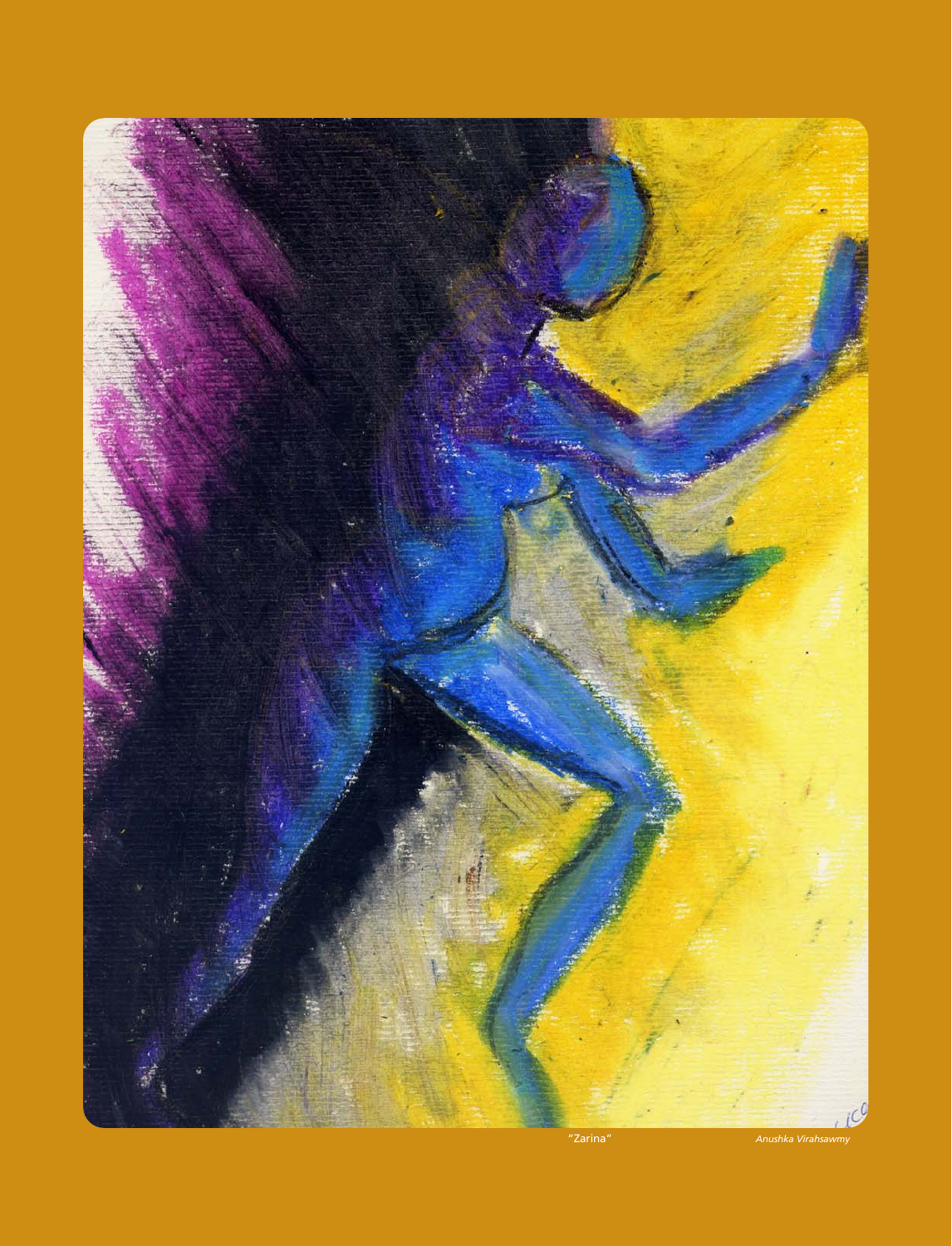"Zarina" *Anushka Virahsawmy*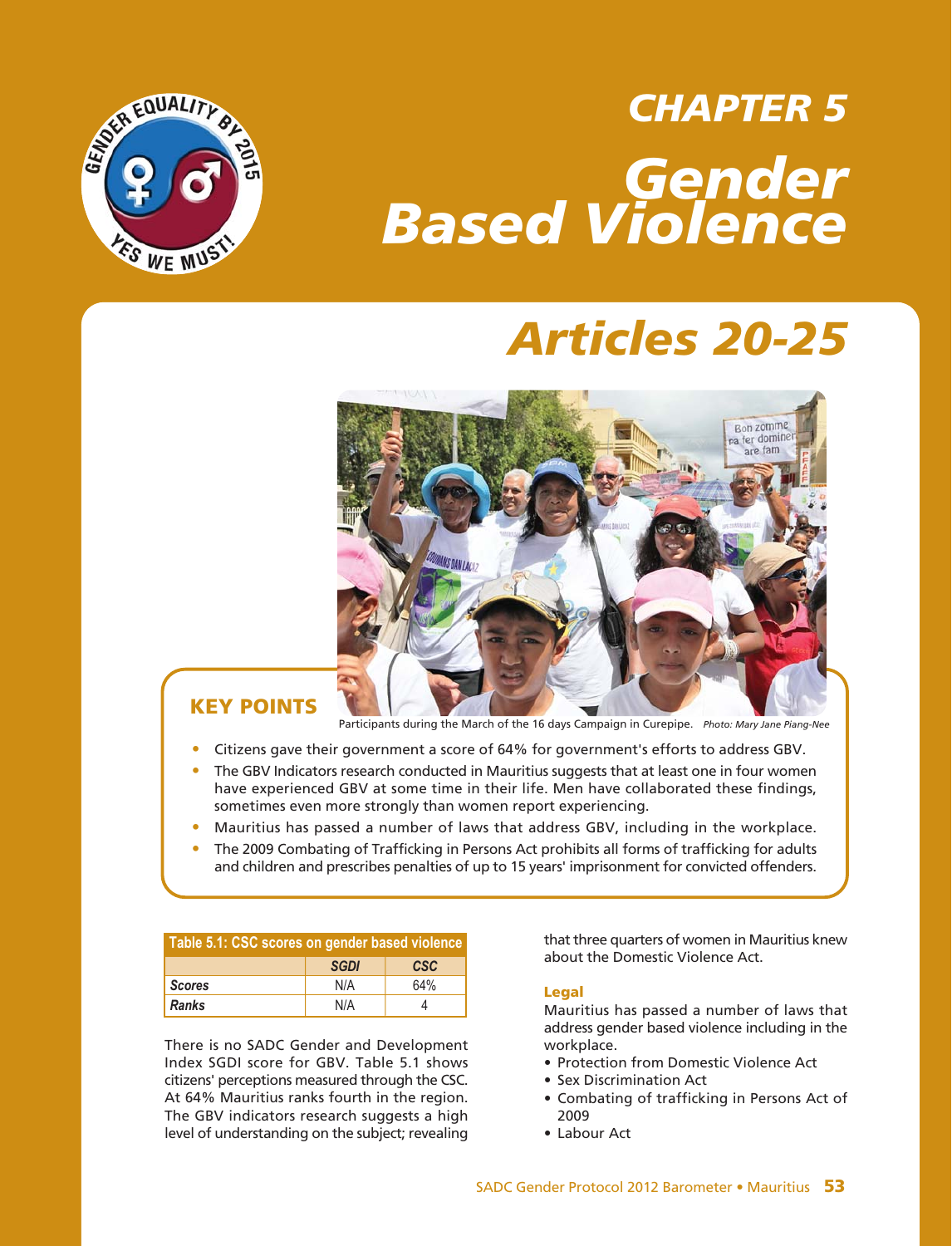# CHAPTER 5

# Gender Based Violence

## Articles 20-25

Participants during the March of the 16 days Campaign in Curepipe. *Photo: Mary Jane Piang-Nee*

### KEY POINTS

- Citizens gave their government a score of 64% for government's efforts to address GBV.
- The GBV Indicators research conducted in Mauritius suggests that at least one in four women have experienced GBV at some time in their life. Men have collaborated these findings, sometimes even more strongly than women report experiencing.
- Mauritius has passed a number of laws that address GBV, including in the workplace.
- The 2009 Combating of Trafficking in Persons Act prohibits all forms of trafficking for adults and children and prescribes penalties of up to 15 years' imprisonment for convicted offenders.

**Table 5.1: CSC scores on gender based violence**

| | *SGDI* | *CSC* |
|---|---|---|
| ***Scores*** | N/A | 64% |
| ***Ranks*** | N/A | 4 |

There is no SADC Gender and Development Index SGDI score for GBV. Table 5.1 shows citizens' perceptions measured through the CSC. At 64% Mauritius ranks fourth in the region. The GBV indicators research suggests a high level of understanding on the subject; revealing that three quarters of women in Mauritius knew about the Domestic Violence Act.

#### Legal

Mauritius has passed a number of laws that address gender based violence including in the workplace.

- Protection from Domestic Violence Act
- Sex Discrimination Act
- Combating of trafficking in Persons Act of 2009
- Labour Act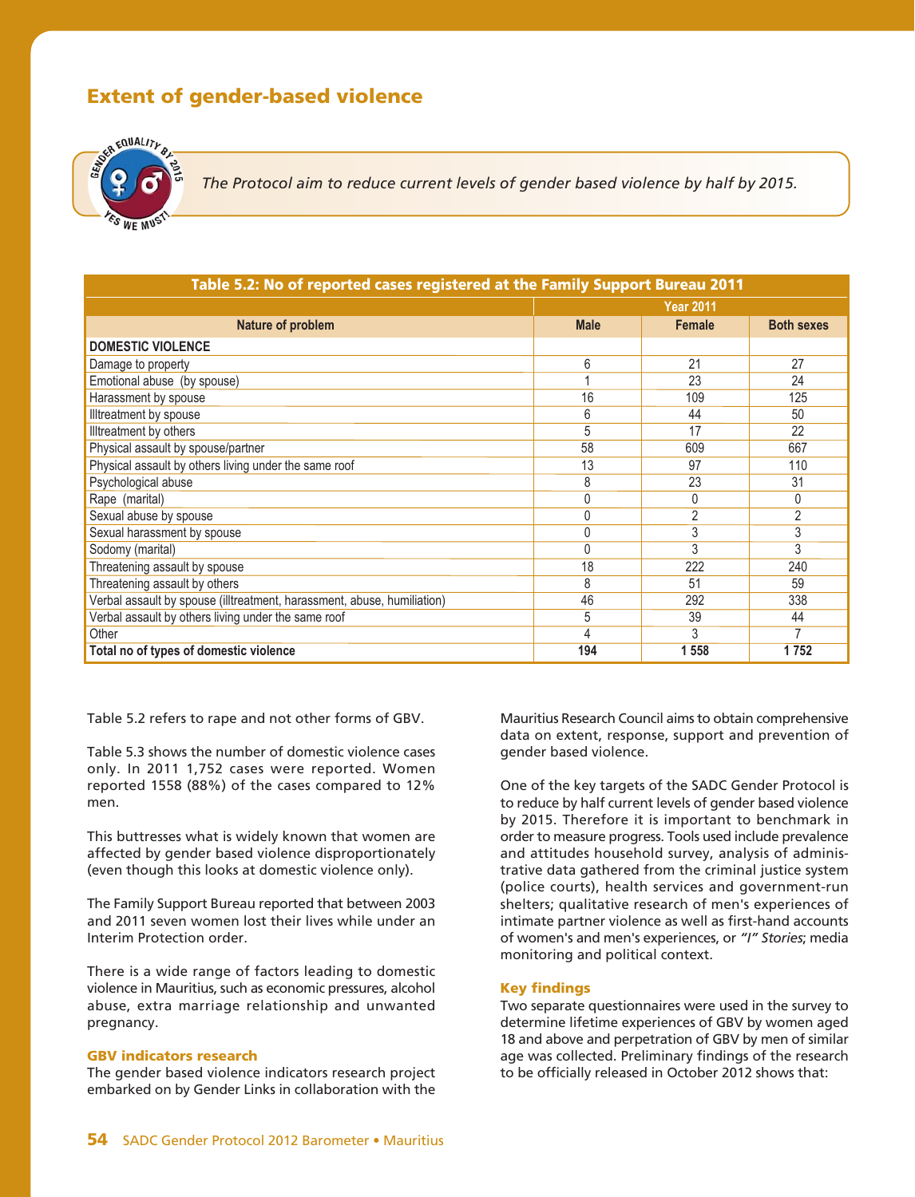## Extent of gender-based violence

*The Protocol aim to reduce current levels of gender based violence by half by 2015.*

**Table 5.2: No of reported cases registered at the Family Support Bureau 2011**

| | Year 2011 | | |
|---|---|---|---|
| **Nature of problem** | **Male** | **Female** | **Both sexes** |
| **DOMESTIC VIOLENCE** | | | |
| Damage to property | 6 | 21 | 27 |
| Emotional abuse (by spouse) | 1 | 23 | 24 |
| Harassment by spouse | 16 | 109 | 125 |
| Illtreatment by spouse | 6 | 44 | 50 |
| Illtreatment by others | 5 | 17 | 22 |
| Physical assault by spouse/partner | 58 | 609 | 667 |
| Physical assault by others living under the same roof | 13 | 97 | 110 |
| Psychological abuse | 8 | 23 | 31 |
| Rape (marital) | 0 | 0 | 0 |
| Sexual abuse by spouse | 0 | 2 | 2 |
| Sexual harassment by spouse | 0 | 3 | 3 |
| Sodomy (marital) | 0 | 3 | 3 |
| Threatening assault by spouse | 18 | 222 | 240 |
| Threatening assault by others | 8 | 51 | 59 |
| Verbal assault by spouse (illtreatment, harassment, abuse, humiliation) | 46 | 292 | 338 |
| Verbal assault by others living under the same roof | 5 | 39 | 44 |
| Other | 4 | 3 | 7 |
| **Total no of types of domestic violence** | **194** | **1 558** | **1 752** |

Table 5.2 refers to rape and not other forms of GBV.

Table 5.3 shows the number of domestic violence cases only. In 2011 1,752 cases were reported. Women reported 1558 (88%) of the cases compared to 12% men.

This buttresses what is widely known that women are affected by gender based violence disproportionately (even though this looks at domestic violence only).

The Family Support Bureau reported that between 2003 and 2011 seven women lost their lives while under an Interim Protection order.

There is a wide range of factors leading to domestic violence in Mauritius, such as economic pressures, alcohol abuse, extra marriage relationship and unwanted pregnancy.

### GBV indicators research

The gender based violence indicators research project embarked on by Gender Links in collaboration with the Mauritius Research Council aims to obtain comprehensive data on extent, response, support and prevention of gender based violence.

One of the key targets of the SADC Gender Protocol is to reduce by half current levels of gender based violence by 2015. Therefore it is important to benchmark in order to measure progress. Tools used include prevalence and attitudes household survey, analysis of administrative data gathered from the criminal justice system (police courts), health services and government-run shelters; qualitative research of men's experiences of intimate partner violence as well as first-hand accounts of women's and men's experiences, or *"I" Stories*; media monitoring and political context.

### Key findings

Two separate questionnaires were used in the survey to determine lifetime experiences of GBV by women aged 18 and above and perpetration of GBV by men of similar age was collected. Preliminary findings of the research to be officially released in October 2012 shows that: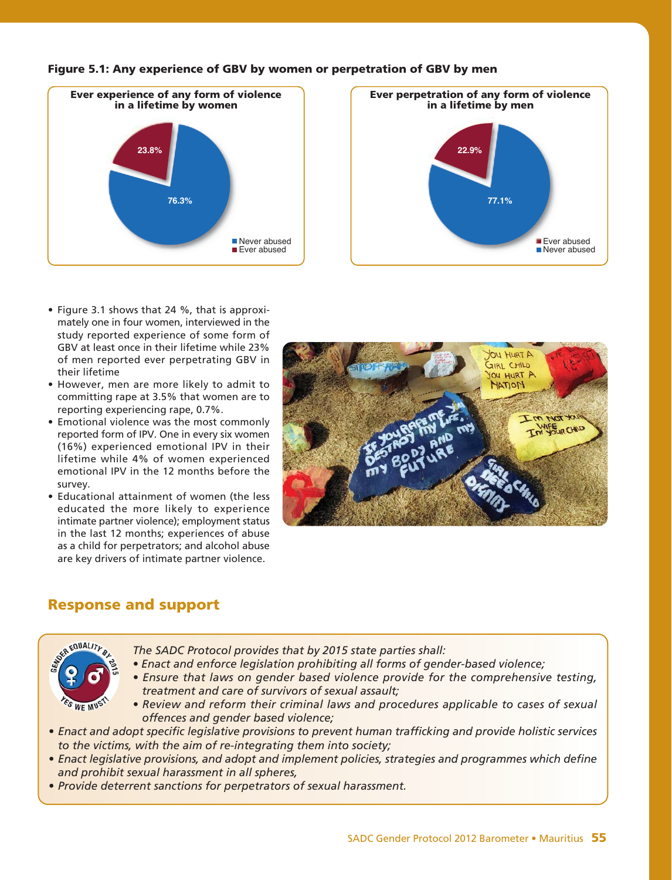**Figure 5.1: Any experience of GBV by women or perpetration of GBV by men**

**Ever experience of any form of violence in a lifetime by women**

| | % |
|---|---|
| Never abused | 76.3% |
| Ever abused | 23.8% |

**Ever perpetration of any form of violence in a lifetime by men**

| | % |
|---|---|
| Ever abused | 22.9% |
| Never abused | 77.1% |

- Figure 3.1 shows that 24 %, that is approximately one in four women, interviewed in the study reported experience of some form of GBV at least once in their lifetime while 23% of men reported ever perpetrating GBV in their lifetime
- However, men are more likely to admit to committing rape at 3.5% that women are to reporting experiencing rape, 0.7%.
- Emotional violence was the most commonly reported form of IPV. One in every six women (16%) experienced emotional IPV in their lifetime while 4% of women experienced emotional IPV in the 12 months before the survey.
- Educational attainment of women (the less educated the more likely to experience intimate partner violence); employment status in the last 12 months; experiences of abuse as a child for perpetrators; and alcohol abuse are key drivers of intimate partner violence.

## Response and support

*The SADC Protocol provides that by 2015 state parties shall:*

- *Enact and enforce legislation prohibiting all forms of gender-based violence;*
- *Ensure that laws on gender based violence provide for the comprehensive testing, treatment and care of survivors of sexual assault;*
- *Review and reform their criminal laws and procedures applicable to cases of sexual offences and gender based violence;*
- *Enact and adopt specific legislative provisions to prevent human trafficking and provide holistic services to the victims, with the aim of re-integrating them into society;*
- *Enact legislative provisions, and adopt and implement policies, strategies and programmes which define and prohibit sexual harassment in all spheres,*
- *Provide deterrent sanctions for perpetrators of sexual harassment.*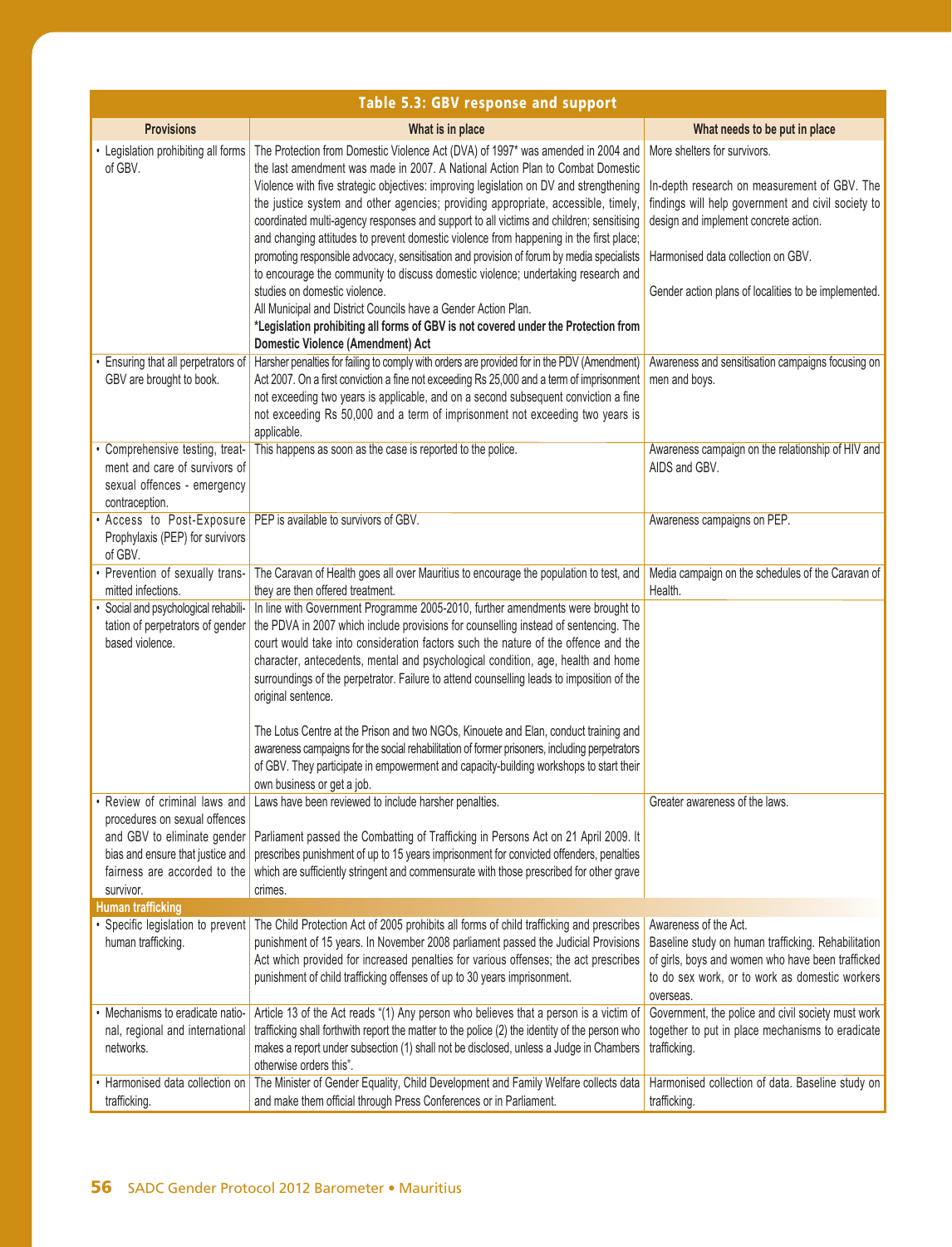**Table 5.3: GBV response and support**

| Provisions | What is in place | What needs to be put in place |
|---|---|---|
| • Legislation prohibiting all forms of GBV. | The Protection from Domestic Violence Act (DVA) of 1997* was amended in 2004 and the last amendment was made in 2007. A National Action Plan to Combat Domestic Violence with five strategic objectives: improving legislation on DV and strengthening the justice system and other agencies; providing appropriate, accessible, timely, coordinated multi-agency responses and support to all victims and children; sensitising and changing attitudes to prevent domestic violence from happening in the first place; promoting responsible advocacy, sensitisation and provision of forum by media specialists to encourage the community to discuss domestic violence; undertaking research and studies on domestic violence.<br>All Municipal and District Councils have a Gender Action Plan.<br>**\*Legislation prohibiting all forms of GBV is not covered under the Protection from Domestic Violence (Amendment) Act** | More shelters for survivors.<br><br>In-depth research on measurement of GBV. The findings will help government and civil society to design and implement concrete action.<br><br>Harmonised data collection on GBV.<br><br>Gender action plans of localities to be implemented. |
| • Ensuring that all perpetrators of GBV are brought to book. | Harsher penalties for failing to comply with orders are provided for in the PDV (Amendment) Act 2007. On a first conviction a fine not exceeding Rs 25,000 and a term of imprisonment not exceeding two years is applicable, and on a second subsequent conviction a fine not exceeding Rs 50,000 and a term of imprisonment not exceeding two years is applicable. | Awareness and sensitisation campaigns focusing on men and boys. |
| • Comprehensive testing, treatment and care of survivors of sexual offences - emergency contraception. | This happens as soon as the case is reported to the police. | Awareness campaign on the relationship of HIV and AIDS and GBV. |
| • Access to Post-Exposure Prophylaxis (PEP) for survivors of GBV. | PEP is available to survivors of GBV. | Awareness campaigns on PEP. |
| • Prevention of sexually transmitted infections. | The Caravan of Health goes all over Mauritius to encourage the population to test, and they are then offered treatment. | Media campaign on the schedules of the Caravan of Health. |
| • Social and psychological rehabilitation of perpetrators of gender based violence. | In line with Government Programme 2005-2010, further amendments were brought to the PDVA in 2007 which include provisions for counselling instead of sentencing. The court would take into consideration factors such the nature of the offence and the character, antecedents, mental and psychological condition, age, health and home surroundings of the perpetrator. Failure to attend counselling leads to imposition of the original sentence.<br><br>The Lotus Centre at the Prison and two NGOs, Kinouete and Elan, conduct training and awareness campaigns for the social rehabilitation of former prisoners, including perpetrators of GBV. They participate in empowerment and capacity-building workshops to start their own business or get a job. | |
| • Review of criminal laws and procedures on sexual offences and GBV to eliminate gender bias and ensure that justice and fairness are accorded to the survivor. | Laws have been reviewed to include harsher penalties.<br><br>Parliament passed the Combatting of Trafficking in Persons Act on 21 April 2009. It prescribes punishment of up to 15 years imprisonment for convicted offenders, penalties which are sufficiently stringent and commensurate with those prescribed for other grave crimes. | Greater awareness of the laws. |
| **Human trafficking** | | |
| • Specific legislation to prevent human trafficking. | The Child Protection Act of 2005 prohibits all forms of child trafficking and prescribes punishment of 15 years. In November 2008 parliament passed the Judicial Provisions Act which provided for increased penalties for various offenses; the act prescribes punishment of child trafficking offenses of up to 30 years imprisonment. | Awareness of the Act.<br>Baseline study on human trafficking. Rehabilitation of girls, boys and women who have been trafficked to do sex work, or to work as domestic workers overseas. |
| • Mechanisms to eradicate national, regional and international networks. | Article 13 of the Act reads "(1) Any person who believes that a person is a victim of trafficking shall forthwith report the matter to the police (2) the identity of the person who makes a report under subsection (1) shall not be disclosed, unless a Judge in Chambers otherwise orders this". | Government, the police and civil society must work together to put in place mechanisms to eradicate trafficking. |
| • Harmonised data collection on trafficking. | The Minister of Gender Equality, Child Development and Family Welfare collects data and make them official through Press Conferences or in Parliament. | Harmonised collection of data. Baseline study on trafficking. |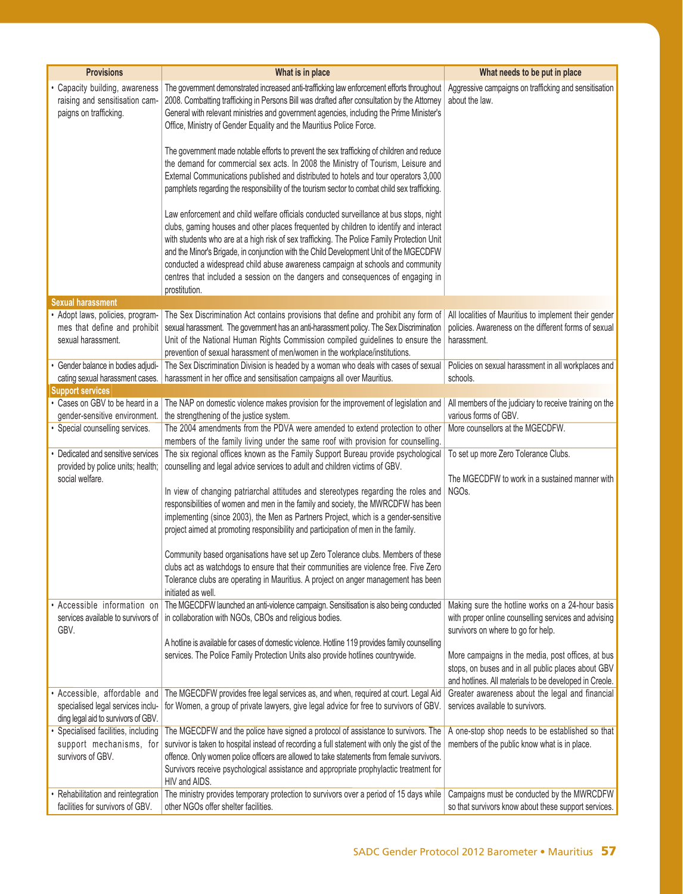| Provisions | What is in place | What needs to be put in place |
|---|---|---|
| • Capacity building, awareness raising and sensitisation campaigns on trafficking. | The government demonstrated increased anti-trafficking law enforcement efforts throughout 2008. Combatting trafficking in Persons Bill was drafted after consultation by the Attorney General with relevant ministries and government agencies, including the Prime Minister's Office, Ministry of Gender Equality and the Mauritius Police Force.<br><br>The government made notable efforts to prevent the sex trafficking of children and reduce the demand for commercial sex acts. In 2008 the Ministry of Tourism, Leisure and External Communications published and distributed to hotels and tour operators 3,000 pamphlets regarding the responsibility of the tourism sector to combat child sex trafficking.<br><br>Law enforcement and child welfare officials conducted surveillance at bus stops, night clubs, gaming houses and other places frequented by children to identify and interact with students who are at a high risk of sex trafficking. The Police Family Protection Unit and the Minor's Brigade, in conjunction with the Child Development Unit of the MGECDFW conducted a widespread child abuse awareness campaign at schools and community centres that included a session on the dangers and consequences of engaging in prostitution. | Aggressive campaigns on trafficking and sensitisation about the law. |
| **Sexual harassment** | | |
| • Adopt laws, policies, programmes that define and prohibit sexual harassment. | The Sex Discrimination Act contains provisions that define and prohibit any form of sexual harassment. The government has an anti-harassment policy. The Sex Discrimination Unit of the National Human Rights Commission compiled guidelines to ensure the prevention of sexual harassment of men/women in the workplace/institutions. | All localities of Mauritius to implement their gender policies. Awareness on the different forms of sexual harassment. |
| • Gender balance in bodies adjudicating sexual harassment cases. | The Sex Discrimination Division is headed by a woman who deals with cases of sexual harassment in her office and sensitisation campaigns all over Mauritius. | Policies on sexual harassment in all workplaces and schools. |
| **Support services** | | |
| • Cases on GBV to be heard in a gender-sensitive environment. | The NAP on domestic violence makes provision for the improvement of legislation and the strengthening of the justice system. | All members of the judiciary to receive training on the various forms of GBV. |
| • Special counselling services. | The 2004 amendments from the PDVA were amended to extend protection to other members of the family living under the same roof with provision for counselling. | More counsellors at the MGECDFW. |
| • Dedicated and sensitive services provided by police units; health; social welfare. | The six regional offices known as the Family Support Bureau provide psychological counselling and legal advice services to adult and children victims of GBV.<br><br>In view of changing patriarchal attitudes and stereotypes regarding the roles and responsibilities of women and men in the family and society, the MWRCDFW has been implementing (since 2003), the Men as Partners Project, which is a gender-sensitive project aimed at promoting responsibility and participation of men in the family.<br><br>Community based organisations have set up Zero Tolerance clubs. Members of these clubs act as watchdogs to ensure that their communities are violence free. Five Zero Tolerance clubs are operating in Mauritius. A project on anger management has been initiated as well. | To set up more Zero Tolerance Clubs.<br><br>The MGECDFW to work in a sustained manner with NGOs. |
| • Accessible information on services available to survivors of GBV. | The MGECDFW launched an anti-violence campaign. Sensitisation is also being conducted in collaboration with NGOs, CBOs and religious bodies.<br><br>A hotline is available for cases of domestic violence. Hotline 119 provides family counselling services. The Police Family Protection Units also provide hotlines countrywide. | Making sure the hotline works on a 24-hour basis with proper online counselling services and advising survivors on where to go for help.<br><br>More campaigns in the media, post offices, at bus stops, on buses and in all public places about GBV and hotlines. All materials to be developed in Creole. |
| • Accessible, affordable and specialised legal services including legal aid to survivors of GBV. | The MGECDFW provides free legal services as, and when, required at court. Legal Aid for Women, a group of private lawyers, give legal advice for free to survivors of GBV. | Greater awareness about the legal and financial services available to survivors. |
| • Specialised facilities, including support mechanisms, for survivors of GBV. | The MGECDFW and the police have signed a protocol of assistance to survivors. The survivor is taken to hospital instead of recording a full statement with only the gist of the offence. Only women police officers are allowed to take statements from female survivors. Survivors receive psychological assistance and appropriate prophylactic treatment for HIV and AIDS. | A one-stop shop needs to be established so that members of the public know what is in place. |
| • Rehabilitation and reintegration facilities for survivors of GBV. | The ministry provides temporary protection to survivors over a period of 15 days while other NGOs offer shelter facilities. | Campaigns must be conducted by the MWRCDFW so that survivors know about these support services. |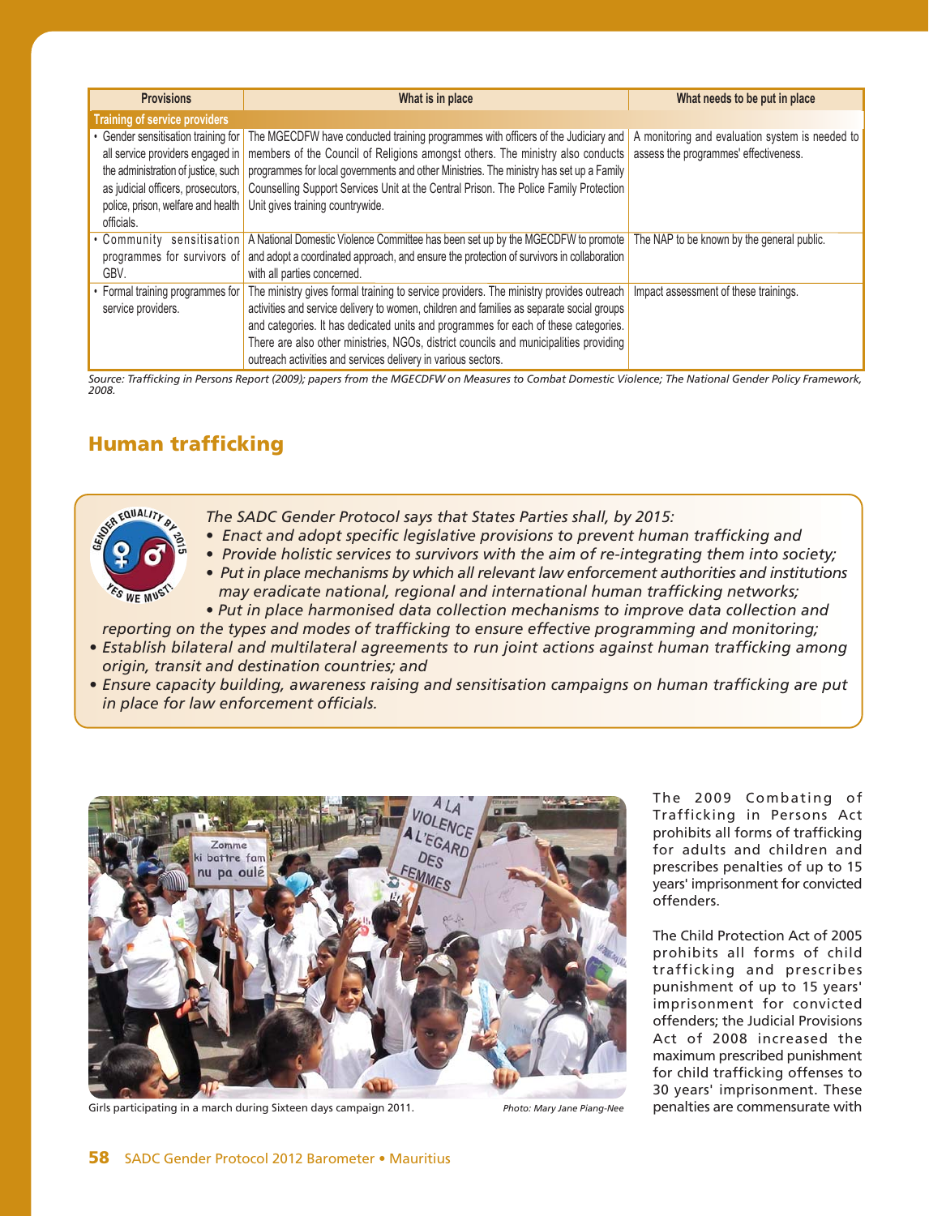| Provisions | What is in place | What needs to be put in place |
|---|---|---|
| **Training of service providers** | | |
| • Gender sensitisation training for all service providers engaged in the administration of justice, such as judicial officers, prosecutors, police, prison, welfare and health officials. | The MGECDFW have conducted training programmes with officers of the Judiciary and members of the Council of Religions amongst others. The ministry also conducts programmes for local governments and other Ministries. The ministry has set up a Family Counselling Support Services Unit at the Central Prison. The Police Family Protection Unit gives training countrywide. | A monitoring and evaluation system is needed to assess the programmes' effectiveness. |
| • Community sensitisation programmes for survivors of GBV. | A National Domestic Violence Committee has been set up by the MGECDFW to promote and adopt a coordinated approach, and ensure the protection of survivors in collaboration with all parties concerned. | The NAP to be known by the general public. |
| • Formal training programmes for service providers. | The ministry gives formal training to service providers. The ministry provides outreach activities and service delivery to women, children and families as separate social groups and categories. It has dedicated units and programmes for each of these categories. There are also other ministries, NGOs, district councils and municipalities providing outreach activities and services delivery in various sectors. | Impact assessment of these trainings. |

*Source: Trafficking in Persons Report (2009); papers from the MGECDFW on Measures to Combat Domestic Violence; The National Gender Policy Framework, 2008.*

## Human trafficking

*The SADC Gender Protocol says that States Parties shall, by 2015:*

- *Enact and adopt specific legislative provisions to prevent human trafficking and*
- *Provide holistic services to survivors with the aim of re-integrating them into society;*
- *Put in place mechanisms by which all relevant law enforcement authorities and institutions may eradicate national, regional and international human trafficking networks;*
- *Put in place harmonised data collection mechanisms to improve data collection and reporting on the types and modes of trafficking to ensure effective programming and monitoring;*
- *Establish bilateral and multilateral agreements to run joint actions against human trafficking among origin, transit and destination countries; and*
- *Ensure capacity building, awareness raising and sensitisation campaigns on human trafficking are put in place for law enforcement officials.*

Girls participating in a march during Sixteen days campaign 2011. *Photo: Mary Jane Piang-Nee*

The 2009 Combating of Trafficking in Persons Act prohibits all forms of trafficking for adults and children and prescribes penalties of up to 15 years' imprisonment for convicted offenders.

The Child Protection Act of 2005 prohibits all forms of child trafficking and prescribes punishment of up to 15 years' imprisonment for convicted offenders; the Judicial Provisions Act of 2008 increased the maximum prescribed punishment for child trafficking offenses to 30 years' imprisonment. These penalties are commensurate with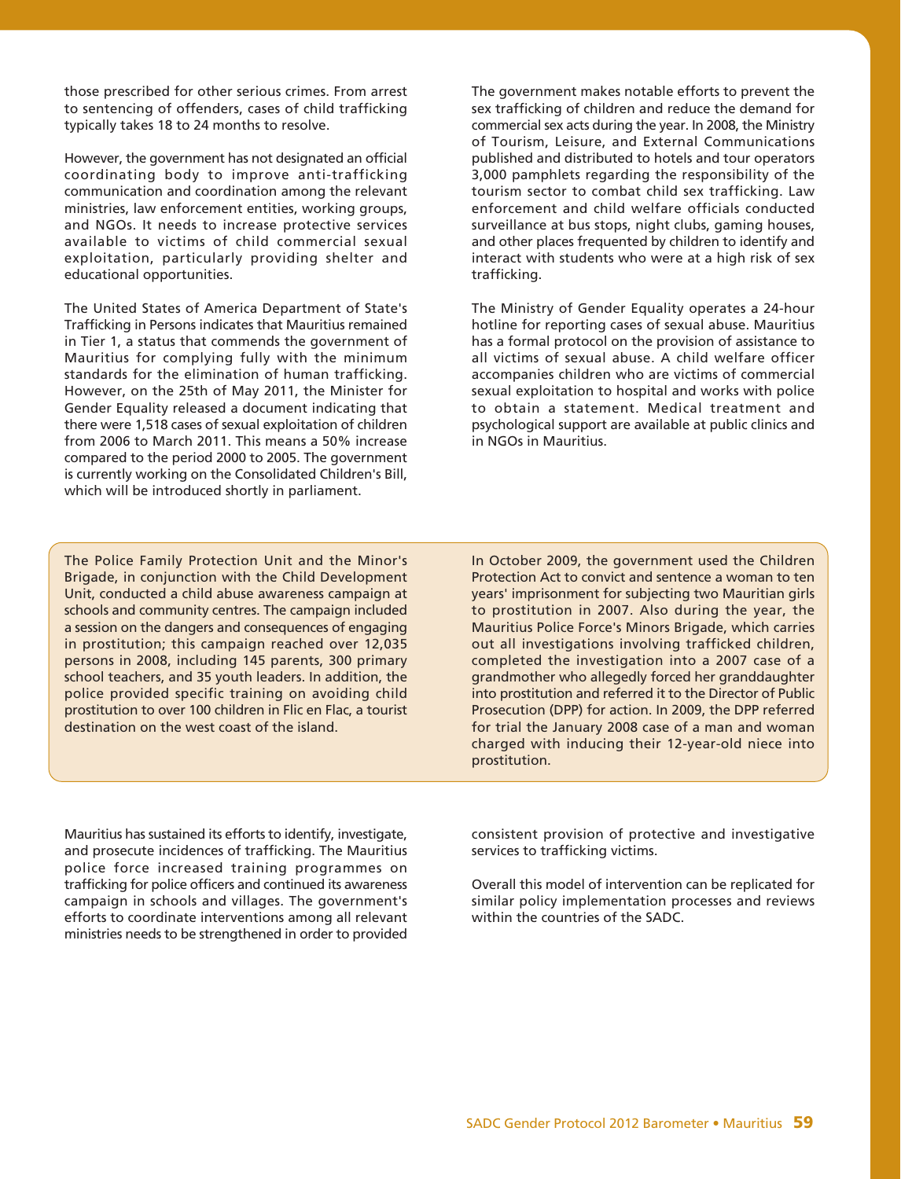those prescribed for other serious crimes. From arrest to sentencing of offenders, cases of child trafficking typically takes 18 to 24 months to resolve.

However, the government has not designated an official coordinating body to improve anti-trafficking communication and coordination among the relevant ministries, law enforcement entities, working groups, and NGOs. It needs to increase protective services available to victims of child commercial sexual exploitation, particularly providing shelter and educational opportunities.

The United States of America Department of State's Trafficking in Persons indicates that Mauritius remained in Tier 1, a status that commends the government of Mauritius for complying fully with the minimum standards for the elimination of human trafficking. However, on the 25th of May 2011, the Minister for Gender Equality released a document indicating that there were 1,518 cases of sexual exploitation of children from 2006 to March 2011. This means a 50% increase compared to the period 2000 to 2005. The government is currently working on the Consolidated Children's Bill, which will be introduced shortly in parliament.

The government makes notable efforts to prevent the sex trafficking of children and reduce the demand for commercial sex acts during the year. In 2008, the Ministry of Tourism, Leisure, and External Communications published and distributed to hotels and tour operators 3,000 pamphlets regarding the responsibility of the tourism sector to combat child sex trafficking. Law enforcement and child welfare officials conducted surveillance at bus stops, night clubs, gaming houses, and other places frequented by children to identify and interact with students who were at a high risk of sex trafficking.

The Ministry of Gender Equality operates a 24-hour hotline for reporting cases of sexual abuse. Mauritius has a formal protocol on the provision of assistance to all victims of sexual abuse. A child welfare officer accompanies children who are victims of commercial sexual exploitation to hospital and works with police to obtain a statement. Medical treatment and psychological support are available at public clinics and in NGOs in Mauritius.

The Police Family Protection Unit and the Minor's Brigade, in conjunction with the Child Development Unit, conducted a child abuse awareness campaign at schools and community centres. The campaign included a session on the dangers and consequences of engaging in prostitution; this campaign reached over 12,035 persons in 2008, including 145 parents, 300 primary school teachers, and 35 youth leaders. In addition, the police provided specific training on avoiding child prostitution to over 100 children in Flic en Flac, a tourist destination on the west coast of the island.

In October 2009, the government used the Children Protection Act to convict and sentence a woman to ten years' imprisonment for subjecting two Mauritian girls to prostitution in 2007. Also during the year, the Mauritius Police Force's Minors Brigade, which carries out all investigations involving trafficked children, completed the investigation into a 2007 case of a grandmother who allegedly forced her granddaughter into prostitution and referred it to the Director of Public Prosecution (DPP) for action. In 2009, the DPP referred for trial the January 2008 case of a man and woman charged with inducing their 12-year-old niece into prostitution.

Mauritius has sustained its efforts to identify, investigate, and prosecute incidences of trafficking. The Mauritius police force increased training programmes on trafficking for police officers and continued its awareness campaign in schools and villages. The government's efforts to coordinate interventions among all relevant ministries needs to be strengthened in order to provided consistent provision of protective and investigative services to trafficking victims.

Overall this model of intervention can be replicated for similar policy implementation processes and reviews within the countries of the SADC.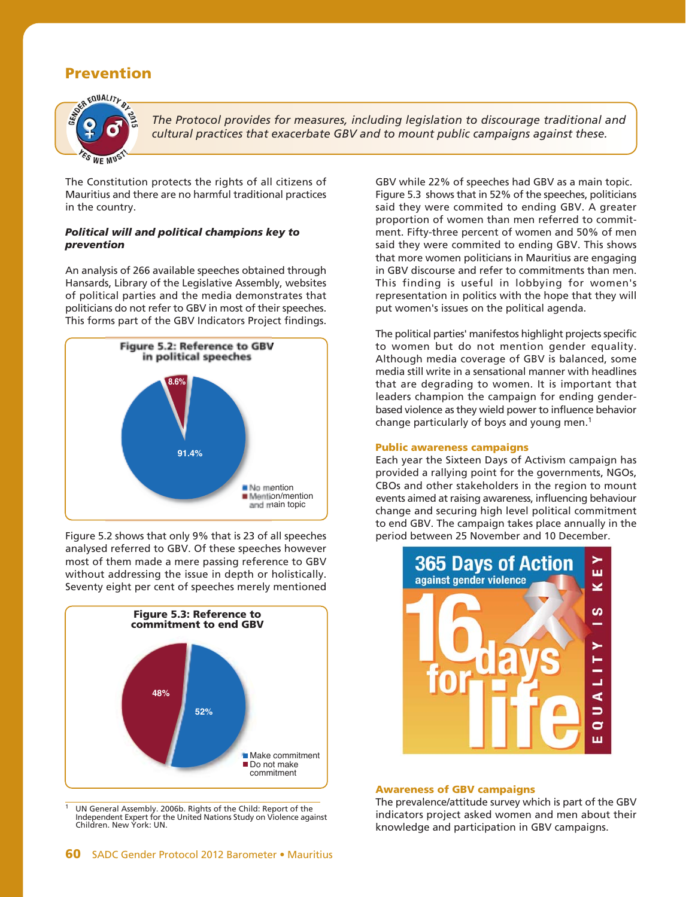## Prevention

*The Protocol provides for measures, including legislation to discourage traditional and cultural practices that exacerbate GBV and to mount public campaigns against these.*

The Constitution protects the rights of all citizens of Mauritius and there are no harmful traditional practices in the country.

***Political will and political champions key to prevention***

An analysis of 266 available speeches obtained through Hansards, Library of the Legislative Assembly, websites of political parties and the media demonstrates that politicians do not refer to GBV in most of their speeches. This forms part of the GBV Indicators Project findings.

**Figure 5.2: Reference to GBV in political speeches**

- No mention: 91.4%
- Mention/mention and main topic: 8.6%

Figure 5.2 shows that only 9% that is 23 of all speeches analysed referred to GBV. Of these speeches however most of them made a mere passing reference to GBV without addressing the issue in depth or holistically. Seventy eight per cent of speeches merely mentioned

**Figure 5.3: Reference to commitment to end GBV**

- Make commitment: 52%
- Do not make commitment: 48%

GBV while 22% of speeches had GBV as a main topic. Figure 5.3 shows that in 52% of the speeches, politicians said they were commited to ending GBV. A greater proportion of women than men referred to commitment. Fifty-three percent of women and 50% of men said they were commited to ending GBV. This shows that more women politicians in Mauritius are engaging in GBV discourse and refer to commitments than men. This finding is useful in lobbying for women's representation in politics with the hope that they will put women's issues on the political agenda.

The political parties' manifestos highlight projects specific to women but do not mention gender equality. Although media coverage of GBV is balanced, some media still write in a sensational manner with headlines that are degrading to women. It is important that leaders champion the campaign for ending gender-based violence as they wield power to influence behavior change particularly of boys and young men.[1]

### Public awareness campaigns

Each year the Sixteen Days of Activism campaign has provided a rallying point for the governments, NGOs, CBOs and other stakeholders in the region to mount events aimed at raising awareness, influencing behaviour change and securing high level political commitment to end GBV. The campaign takes place annually in the period between 25 November and 10 December.

365 Days of Action against gender violence — 16 days for life — EQUALITY IS KEY

### Awareness of GBV campaigns

The prevalence/attitude survey which is part of the GBV indicators project asked women and men about their knowledge and participation in GBV campaigns.

[1] UN General Assembly. 2006b. Rights of the Child: Report of the Independent Expert for the United Nations Study on Violence against Children. New York: UN.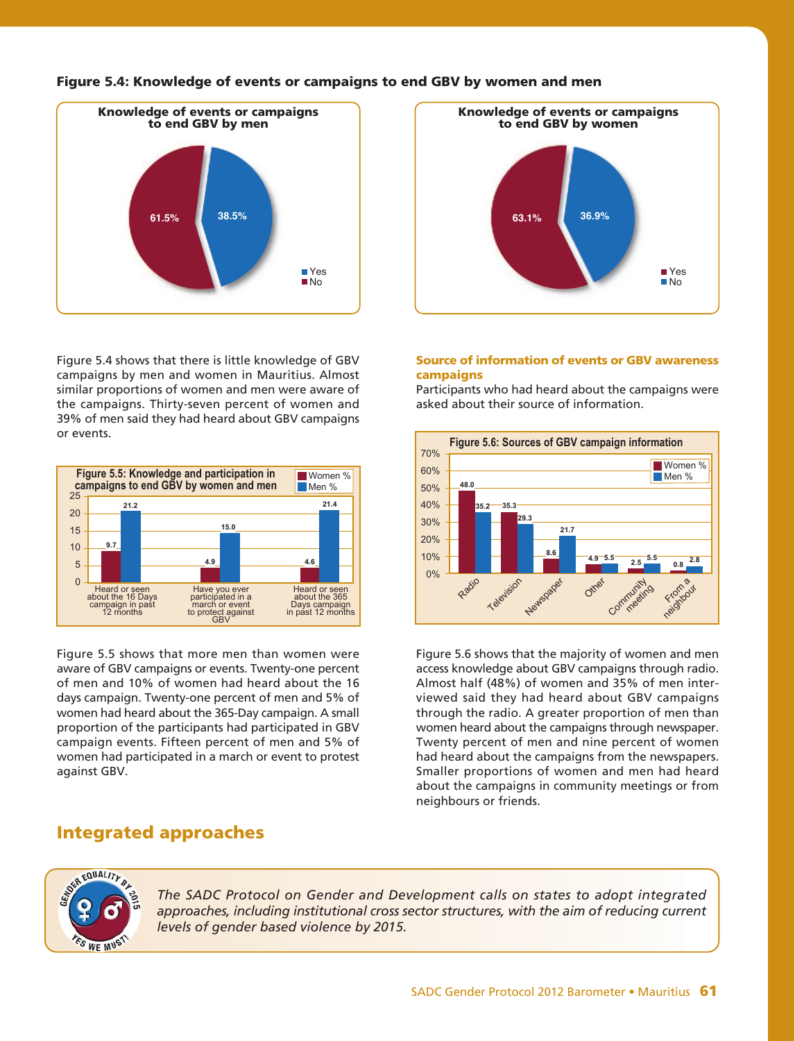### Figure 5.4: Knowledge of events or campaigns to end GBV by women and men

**Knowledge of events or campaigns to end GBV by men**

| Response | % |
|---|---|
| Yes | 38.5% |
| No | 61.5% |

**Knowledge of events or campaigns to end GBV by women**

| Response | % |
|---|---|
| Yes | 63.1% |
| No | 36.9% |

Figure 5.4 shows that there is little knowledge of GBV campaigns by men and women in Mauritius. Almost similar proportions of women and men were aware of the campaigns. Thirty-seven percent of women and 39% of men said they had heard about GBV campaigns or events.

**Figure 5.5: Knowledge and participation in campaigns to end GBV by women and men**

| | Women % | Men % |
|---|---|---|
| Heard or seen about the 16 Days campaign in past 12 months | 9.7 | 21.2 |
| Have you ever participated in a march or event to protect against GBV | 4.9 | 15.0 |
| Heard or seen about the 365 Days campaign in past 12 months | 4.6 | 21.4 |

Figure 5.5 shows that more men than women were aware of GBV campaigns or events. Twenty-one percent of men and 10% of women had heard about the 16 days campaign. Twenty-one percent of men and 5% of women had heard about the 365-Day campaign. A small proportion of the participants had participated in GBV campaign events. Fifteen percent of men and 5% of women had participated in a march or event to protest against GBV.

### Source of information of events or GBV awareness campaigns

Participants who had heard about the campaigns were asked about their source of information.

**Figure 5.6: Sources of GBV campaign information**

| Source | Women % | Men % |
|---|---|---|
| Radio | 48.0 | 35.2 |
| Television | 35.3 | 29.3 |
| Newspaper | 8.6 | 21.7 |
| Other | 4.9 | 5.5 |
| Community meeting | 2.5 | 5.5 |
| From a neighbour | 0.8 | 2.8 |

Figure 5.6 shows that the majority of women and men access knowledge about GBV campaigns through radio. Almost half (48%) of women and 35% of men interviewed said they had heard about GBV campaigns through the radio. A greater proportion of men than women heard about the campaigns through newspaper. Twenty percent of men and nine percent of women had heard about the campaigns from the newspapers. Smaller proportions of women and men had heard about the campaigns in community meetings or from neighbours or friends.

## Integrated approaches

*The SADC Protocol on Gender and Development calls on states to adopt integrated approaches, including institutional cross sector structures, with the aim of reducing current levels of gender based violence by 2015.*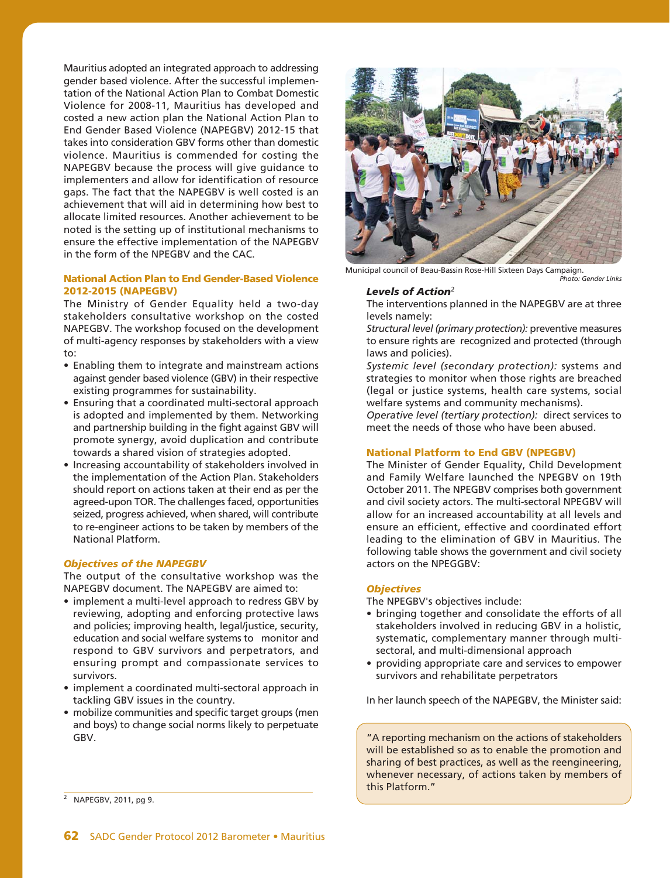Mauritius adopted an integrated approach to addressing gender based violence. After the successful implementation of the National Action Plan to Combat Domestic Violence for 2008-11, Mauritius has developed and costed a new action plan the National Action Plan to End Gender Based Violence (NAPEGBV) 2012-15 that takes into consideration GBV forms other than domestic violence. Mauritius is commended for costing the NAPEGBV because the process will give guidance to implementers and allow for identification of resource gaps. The fact that the NAPEGBV is well costed is an achievement that will aid in determining how best to allocate limited resources. Another achievement to be noted is the setting up of institutional mechanisms to ensure the effective implementation of the NAPEGBV in the form of the NPEGBV and the CAC.

### National Action Plan to End Gender-Based Violence 2012-2015 (NAPEGBV)

The Ministry of Gender Equality held a two-day stakeholders consultative workshop on the costed NAPEGBV. The workshop focused on the development of multi-agency responses by stakeholders with a view to:

- Enabling them to integrate and mainstream actions against gender based violence (GBV) in their respective existing programmes for sustainability.
- Ensuring that a coordinated multi-sectoral approach is adopted and implemented by them. Networking and partnership building in the fight against GBV will promote synergy, avoid duplication and contribute towards a shared vision of strategies adopted.
- Increasing accountability of stakeholders involved in the implementation of the Action Plan. Stakeholders should report on actions taken at their end as per the agreed-upon TOR. The challenges faced, opportunities seized, progress achieved, when shared, will contribute to re-engineer actions to be taken by members of the National Platform.

#### *Objectives of the NAPEGBV*

The output of the consultative workshop was the NAPEGBV document. The NAPEGBV are aimed to:

- implement a multi-level approach to redress GBV by reviewing, adopting and enforcing protective laws and policies; improving health, legal/justice, security, education and social welfare systems to monitor and respond to GBV survivors and perpetrators, and ensuring prompt and compassionate services to survivors.
- implement a coordinated multi-sectoral approach in tackling GBV issues in the country.
- mobilize communities and specific target groups (men and boys) to change social norms likely to perpetuate GBV.

Municipal council of Beau-Bassin Rose-Hill Sixteen Days Campaign.
*Photo: Gender Links*

#### *Levels of Action*[2]

The interventions planned in the NAPEGBV are at three levels namely:

*Structural level (primary protection):* preventive measures to ensure rights are recognized and protected (through laws and policies).

*Systemic level (secondary protection):* systems and strategies to monitor when those rights are breached (legal or justice systems, health care systems, social welfare systems and community mechanisms).

*Operative level (tertiary protection):* direct services to meet the needs of those who have been abused.

### National Platform to End GBV (NPEGBV)

The Minister of Gender Equality, Child Development and Family Welfare launched the NPEGBV on 19th October 2011. The NPEGBV comprises both government and civil society actors. The multi-sectoral NPEGBV will allow for an increased accountability at all levels and ensure an efficient, effective and coordinated effort leading to the elimination of GBV in Mauritius. The following table shows the government and civil society actors on the NPEGGBV:

#### *Objectives*

The NPEGBV's objectives include:

- bringing together and consolidate the efforts of all stakeholders involved in reducing GBV in a holistic, systematic, complementary manner through multi-sectoral, and multi-dimensional approach
- providing appropriate care and services to empower survivors and rehabilitate perpetrators

In her launch speech of the NAPEGBV, the Minister said:

> "A reporting mechanism on the actions of stakeholders will be established so as to enable the promotion and sharing of best practices, as well as the reengineering, whenever necessary, of actions taken by members of this Platform."

[2] NAPEGBV, 2011, pg 9.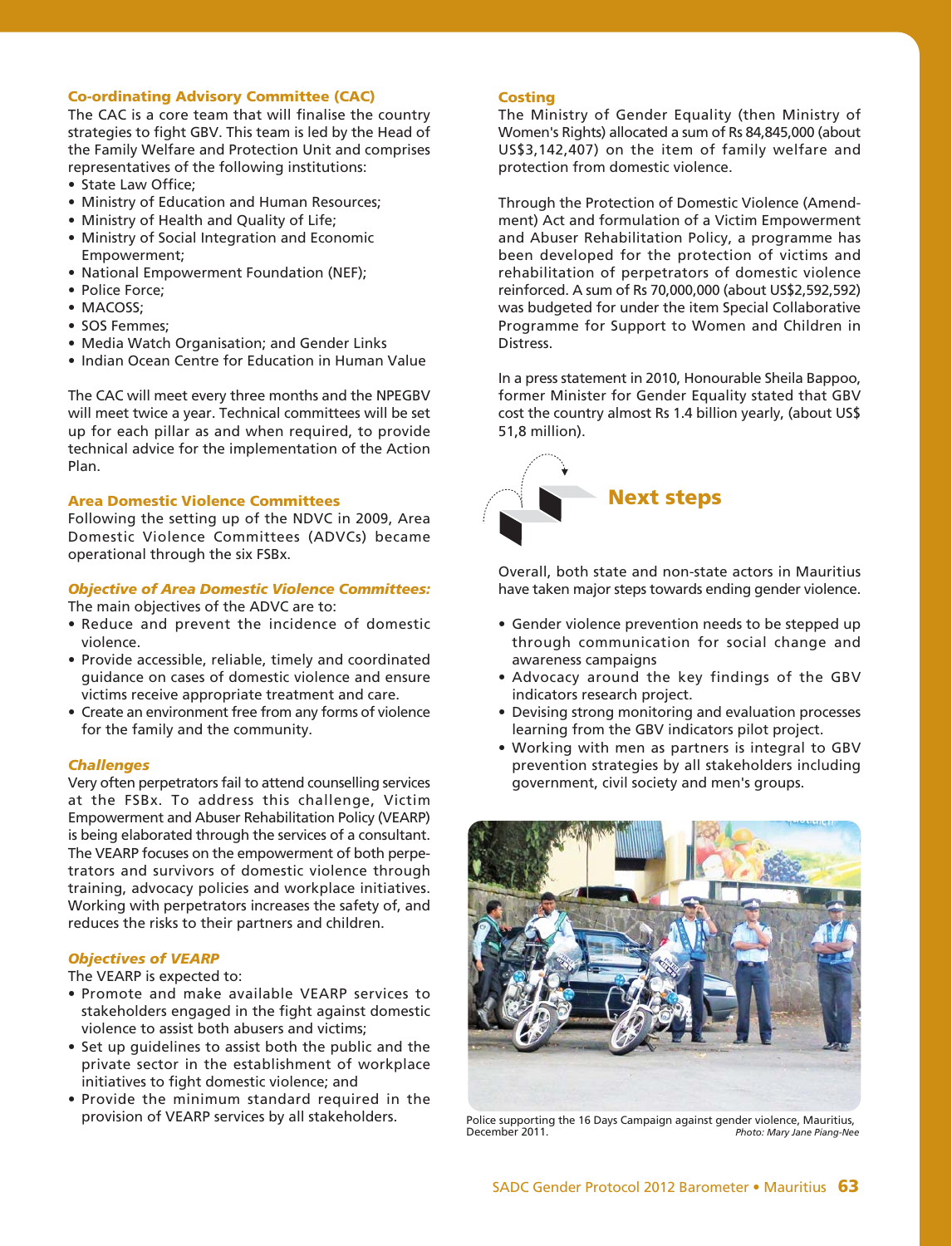### Co-ordinating Advisory Committee (CAC)

The CAC is a core team that will finalise the country strategies to fight GBV. This team is led by the Head of the Family Welfare and Protection Unit and comprises representatives of the following institutions:

- State Law Office;
- Ministry of Education and Human Resources;
- Ministry of Health and Quality of Life;
- Ministry of Social Integration and Economic Empowerment;
- National Empowerment Foundation (NEF);
- Police Force;
- MACOSS;
- SOS Femmes;
- Media Watch Organisation; and Gender Links
- Indian Ocean Centre for Education in Human Value

The CAC will meet every three months and the NPEGBV will meet twice a year. Technical committees will be set up for each pillar as and when required, to provide technical advice for the implementation of the Action Plan.

### Area Domestic Violence Committees

Following the setting up of the NDVC in 2009, Area Domestic Violence Committees (ADVCs) became operational through the six FSBx.

#### *Objective of Area Domestic Violence Committees:*

The main objectives of the ADVC are to:

- Reduce and prevent the incidence of domestic violence.
- Provide accessible, reliable, timely and coordinated guidance on cases of domestic violence and ensure victims receive appropriate treatment and care.
- Create an environment free from any forms of violence for the family and the community.

#### *Challenges*

Very often perpetrators fail to attend counselling services at the FSBx. To address this challenge, Victim Empowerment and Abuser Rehabilitation Policy (VEARP) is being elaborated through the services of a consultant. The VEARP focuses on the empowerment of both perpetrators and survivors of domestic violence through training, advocacy policies and workplace initiatives. Working with perpetrators increases the safety of, and reduces the risks to their partners and children.

#### *Objectives of VEARP*

The VEARP is expected to:

- Promote and make available VEARP services to stakeholders engaged in the fight against domestic violence to assist both abusers and victims;
- Set up guidelines to assist both the public and the private sector in the establishment of workplace initiatives to fight domestic violence; and
- Provide the minimum standard required in the provision of VEARP services by all stakeholders.

### Costing

The Ministry of Gender Equality (then Ministry of Women's Rights) allocated a sum of Rs 84,845,000 (about US$3,142,407) on the item of family welfare and protection from domestic violence.

Through the Protection of Domestic Violence (Amendment) Act and formulation of a Victim Empowerment and Abuser Rehabilitation Policy, a programme has been developed for the protection of victims and rehabilitation of perpetrators of domestic violence reinforced. A sum of Rs 70,000,000 (about US$2,592,592) was budgeted for under the item Special Collaborative Programme for Support to Women and Children in Distress.

In a press statement in 2010, Honourable Sheila Bappoo, former Minister for Gender Equality stated that GBV cost the country almost Rs 1.4 billion yearly, (about US$ 51,8 million).

## Next steps

Overall, both state and non-state actors in Mauritius have taken major steps towards ending gender violence.

- Gender violence prevention needs to be stepped up through communication for social change and awareness campaigns
- Advocacy around the key findings of the GBV indicators research project.
- Devising strong monitoring and evaluation processes learning from the GBV indicators pilot project.
- Working with men as partners is integral to GBV prevention strategies by all stakeholders including government, civil society and men's groups.

Police supporting the 16 Days Campaign against gender violence, Mauritius, December 2011. *Photo: Mary Jane Piang-Nee*